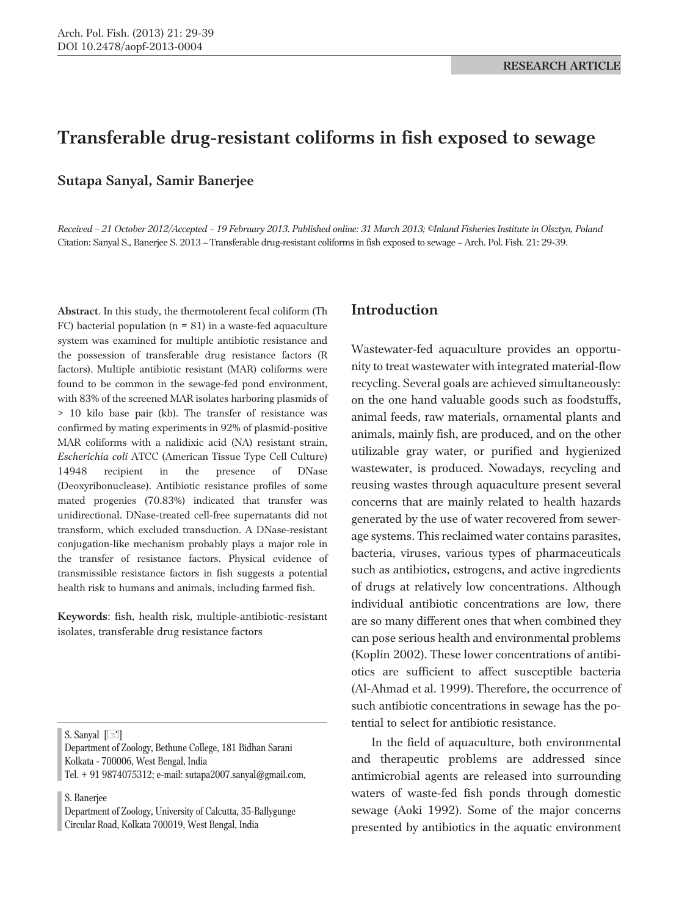RESEARCH ARTICLE

# Transferable drug-resistant coliforms in fish exposed to sewage

**Sutapa Sanyal, Samir Banerjee**

*Received – 21 October 2012/Accepted – 19 February 2013. Published online: 31 March 2013; ©Inland Fisheries Institute in Olsztyn, Poland*
Citation: Sanyal S., Banerjee S. 2013 – Transferable drug-resistant coliforms in fish exposed to sewage – Arch. Pol. Fish. 21: 29-39.

**Abstract**. In this study, the thermotolerent fecal coliform (Th FC) bacterial population (n = 81) in a waste-fed aquaculture system was examined for multiple antibiotic resistance and the possession of transferable drug resistance factors (R factors). Multiple antibiotic resistant (MAR) coliforms were found to be common in the sewage-fed pond environment, with 83% of the screened MAR isolates harboring plasmids of > 10 kilo base pair (kb). The transfer of resistance was confirmed by mating experiments in 92% of plasmid-positive MAR coliforms with a nalidixic acid (NA) resistant strain, *Escherichia coli* ATCC (American Tissue Type Cell Culture) 14948 recipient in the presence of DNase (Deoxyribonuclease). Antibiotic resistance profiles of some mated progenies (70.83%) indicated that transfer was unidirectional. DNase-treated cell-free supernatants did not transform, which excluded transduction. A DNase-resistant conjugation-like mechanism probably plays a major role in the transfer of resistance factors. Physical evidence of transmissible resistance factors in fish suggests a potential health risk to humans and animals, including farmed fish.

**Keywords**: fish, health risk, multiple-antibiotic-resistant isolates, transferable drug resistance factors

S. Sanyal [✉]
Department of Zoology, Bethune College, 181 Bidhan Sarani
Kolkata - 700006, West Bengal, India
Tel. + 91 9874075312; e-mail: sutapa2007.sanyal@gmail.com,

S. Banerjee
Department of Zoology, University of Calcutta, 35-Ballygunge
Circular Road, Kolkata 700019, West Bengal, India

## Introduction

Wastewater-fed aquaculture provides an opportunity to treat wastewater with integrated material-flow recycling. Several goals are achieved simultaneously: on the one hand valuable goods such as foodstuffs, animal feeds, raw materials, ornamental plants and animals, mainly fish, are produced, and on the other utilizable gray water, or purified and hygienized wastewater, is produced. Nowadays, recycling and reusing wastes through aquaculture present several concerns that are mainly related to health hazards generated by the use of water recovered from sewerage systems. This reclaimed water contains parasites, bacteria, viruses, various types of pharmaceuticals such as antibiotics, estrogens, and active ingredients of drugs at relatively low concentrations. Although individual antibiotic concentrations are low, there are so many different ones that when combined they can pose serious health and environmental problems (Koplin 2002). These lower concentrations of antibiotics are sufficient to affect susceptible bacteria (Al-Ahmad et al. 1999). Therefore, the occurrence of such antibiotic concentrations in sewage has the potential to select for antibiotic resistance.

In the field of aquaculture, both environmental and therapeutic problems are addressed since antimicrobial agents are released into surrounding waters of waste-fed fish ponds through domestic sewage (Aoki 1992). Some of the major concerns presented by antibiotics in the aquatic environment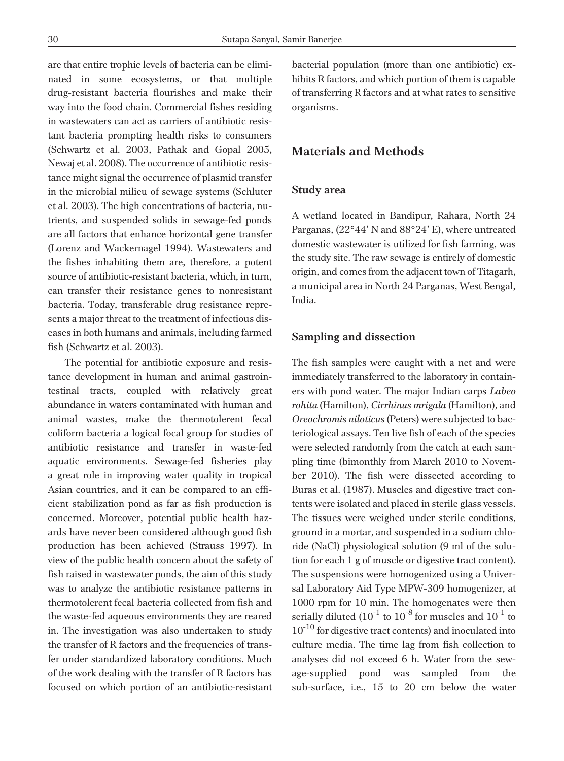are that entire trophic levels of bacteria can be eliminated in some ecosystems, or that multiple drug-resistant bacteria flourishes and make their way into the food chain. Commercial fishes residing in wastewaters can act as carriers of antibiotic resistant bacteria prompting health risks to consumers (Schwartz et al. 2003, Pathak and Gopal 2005, Newaj et al. 2008). The occurrence of antibiotic resistance might signal the occurrence of plasmid transfer in the microbial milieu of sewage systems (Schluter et al. 2003). The high concentrations of bacteria, nutrients, and suspended solids in sewage-fed ponds are all factors that enhance horizontal gene transfer (Lorenz and Wackernagel 1994). Wastewaters and the fishes inhabiting them are, therefore, a potent source of antibiotic-resistant bacteria, which, in turn, can transfer their resistance genes to nonresistant bacteria. Today, transferable drug resistance represents a major threat to the treatment of infectious diseases in both humans and animals, including farmed fish (Schwartz et al. 2003).

The potential for antibiotic exposure and resistance development in human and animal gastrointestinal tracts, coupled with relatively great abundance in waters contaminated with human and animal wastes, make the thermotolerent fecal coliform bacteria a logical focal group for studies of antibiotic resistance and transfer in waste-fed aquatic environments. Sewage-fed fisheries play a great role in improving water quality in tropical Asian countries, and it can be compared to an efficient stabilization pond as far as fish production is concerned. Moreover, potential public health hazards have never been considered although good fish production has been achieved (Strauss 1997). In view of the public health concern about the safety of fish raised in wastewater ponds, the aim of this study was to analyze the antibiotic resistance patterns in thermotolerent fecal bacteria collected from fish and the waste-fed aqueous environments they are reared in. The investigation was also undertaken to study the transfer of R factors and the frequencies of transfer under standardized laboratory conditions. Much of the work dealing with the transfer of R factors has focused on which portion of an antibiotic-resistant bacterial population (more than one antibiotic) exhibits R factors, and which portion of them is capable of transferring R factors and at what rates to sensitive organisms.

## Materials and Methods

### Study area

A wetland located in Bandipur, Rahara, North 24 Parganas, (22°44' N and 88°24' E), where untreated domestic wastewater is utilized for fish farming, was the study site. The raw sewage is entirely of domestic origin, and comes from the adjacent town of Titagarh, a municipal area in North 24 Parganas, West Bengal, India.

### Sampling and dissection

The fish samples were caught with a net and were immediately transferred to the laboratory in containers with pond water. The major Indian carps *Labeo rohita* (Hamilton), *Cirrhinus mrigala* (Hamilton), and *Oreochromis niloticus* (Peters) were subjected to bacteriological assays. Ten live fish of each of the species were selected randomly from the catch at each sampling time (bimonthly from March 2010 to November 2010). The fish were dissected according to Buras et al. (1987). Muscles and digestive tract contents were isolated and placed in sterile glass vessels. The tissues were weighed under sterile conditions, ground in a mortar, and suspended in a sodium chloride (NaCl) physiological solution (9 ml of the solution for each 1 g of muscle or digestive tract content). The suspensions were homogenized using a Universal Laboratory Aid Type MPW-309 homogenizer, at 1000 rpm for 10 min. The homogenates were then serially diluted ($10^{-1}$ to $10^{-8}$ for muscles and $10^{-1}$ to $10^{-10}$ for digestive tract contents) and inoculated into culture media. The time lag from fish collection to analyses did not exceed 6 h. Water from the sewage-supplied pond was sampled from the sub-surface, i.e., 15 to 20 cm below the water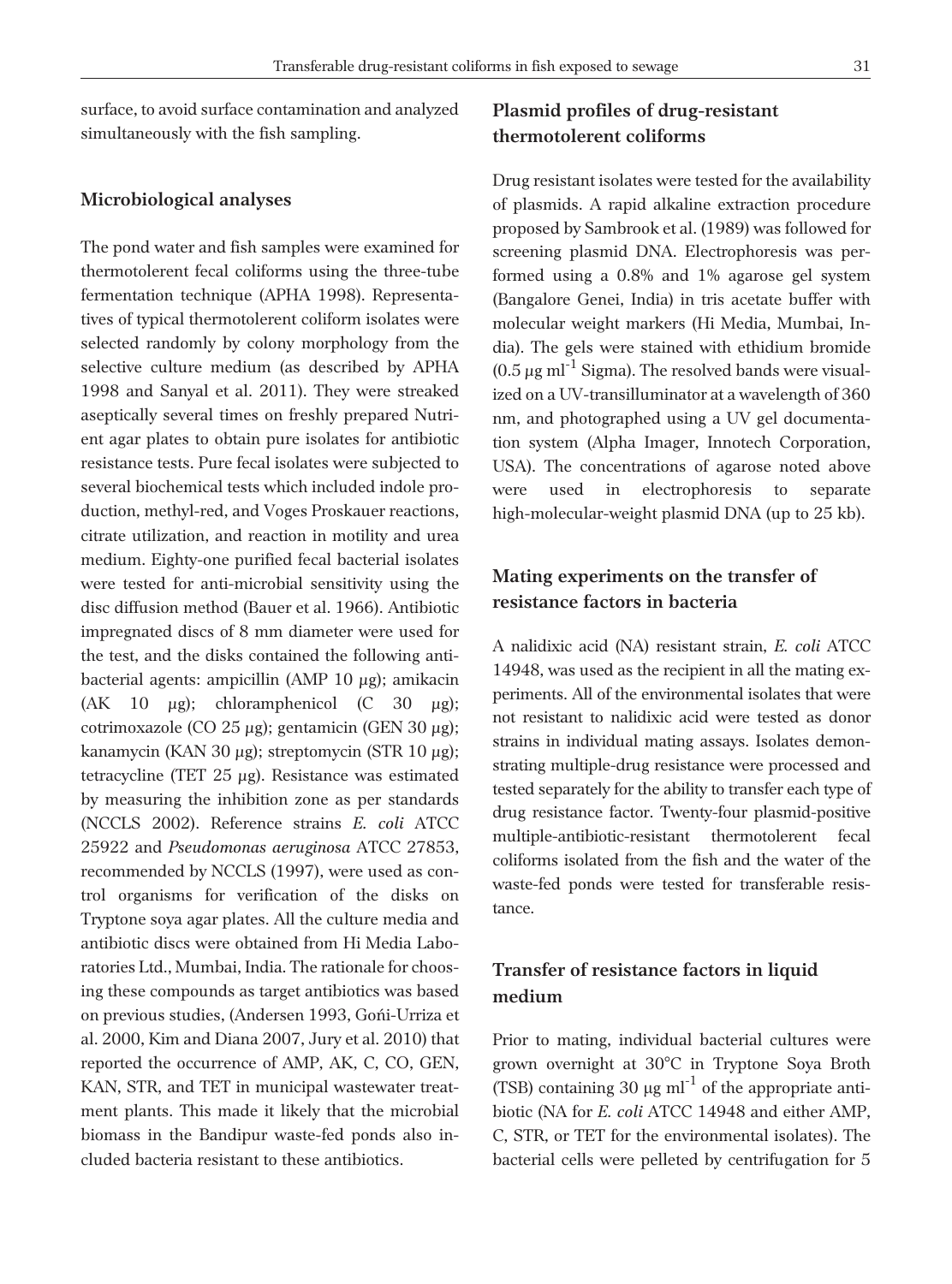surface, to avoid surface contamination and analyzed simultaneously with the fish sampling.

### Microbiological analyses

The pond water and fish samples were examined for thermotolerent fecal coliforms using the three-tube fermentation technique (APHA 1998). Representatives of typical thermotolerent coliform isolates were selected randomly by colony morphology from the selective culture medium (as described by APHA 1998 and Sanyal et al. 2011). They were streaked aseptically several times on freshly prepared Nutrient agar plates to obtain pure isolates for antibiotic resistance tests. Pure fecal isolates were subjected to several biochemical tests which included indole production, methyl-red, and Voges Proskauer reactions, citrate utilization, and reaction in motility and urea medium. Eighty-one purified fecal bacterial isolates were tested for anti-microbial sensitivity using the disc diffusion method (Bauer et al. 1966). Antibiotic impregnated discs of 8 mm diameter were used for the test, and the disks contained the following antibacterial agents: ampicillin (AMP 10 μg); amikacin (AK 10 μg); chloramphenicol (C 30 μg); cotrimoxazole (CO 25 μg); gentamicin (GEN 30 μg); kanamycin (KAN 30 μg); streptomycin (STR 10 μg); tetracycline (TET 25 μg). Resistance was estimated by measuring the inhibition zone as per standards (NCCLS 2002). Reference strains *E. coli* ATCC 25922 and *Pseudomonas aeruginosa* ATCC 27853, recommended by NCCLS (1997), were used as control organisms for verification of the disks on Tryptone soya agar plates. All the culture media and antibiotic discs were obtained from Hi Media Laboratories Ltd., Mumbai, India. The rationale for choosing these compounds as target antibiotics was based on previous studies, (Andersen 1993, Goñi-Urriza et al. 2000, Kim and Diana 2007, Jury et al. 2010) that reported the occurrence of AMP, AK, C, CO, GEN, KAN, STR, and TET in municipal wastewater treatment plants. This made it likely that the microbial biomass in the Bandipur waste-fed ponds also included bacteria resistant to these antibiotics.

### Plasmid profiles of drug-resistant thermotolerent coliforms

Drug resistant isolates were tested for the availability of plasmids. A rapid alkaline extraction procedure proposed by Sambrook et al. (1989) was followed for screening plasmid DNA. Electrophoresis was performed using a 0.8% and 1% agarose gel system (Bangalore Genei, India) in tris acetate buffer with molecular weight markers (Hi Media, Mumbai, India). The gels were stained with ethidium bromide (0.5 μg ml$^{-1}$ Sigma). The resolved bands were visualized on a UV-transilluminator at a wavelength of 360 nm, and photographed using a UV gel documentation system (Alpha Imager, Innotech Corporation, USA). The concentrations of agarose noted above were used in electrophoresis to separate high-molecular-weight plasmid DNA (up to 25 kb).

### Mating experiments on the transfer of resistance factors in bacteria

A nalidixic acid (NA) resistant strain, *E. coli* ATCC 14948, was used as the recipient in all the mating experiments. All of the environmental isolates that were not resistant to nalidixic acid were tested as donor strains in individual mating assays. Isolates demonstrating multiple-drug resistance were processed and tested separately for the ability to transfer each type of drug resistance factor. Twenty-four plasmid-positive multiple-antibiotic-resistant thermotolerent fecal coliforms isolated from the fish and the water of the waste-fed ponds were tested for transferable resistance.

### Transfer of resistance factors in liquid medium

Prior to mating, individual bacterial cultures were grown overnight at 30°C in Tryptone Soya Broth (TSB) containing 30 μg ml$^{-1}$ of the appropriate antibiotic (NA for *E. coli* ATCC 14948 and either AMP, C, STR, or TET for the environmental isolates). The bacterial cells were pelleted by centrifugation for 5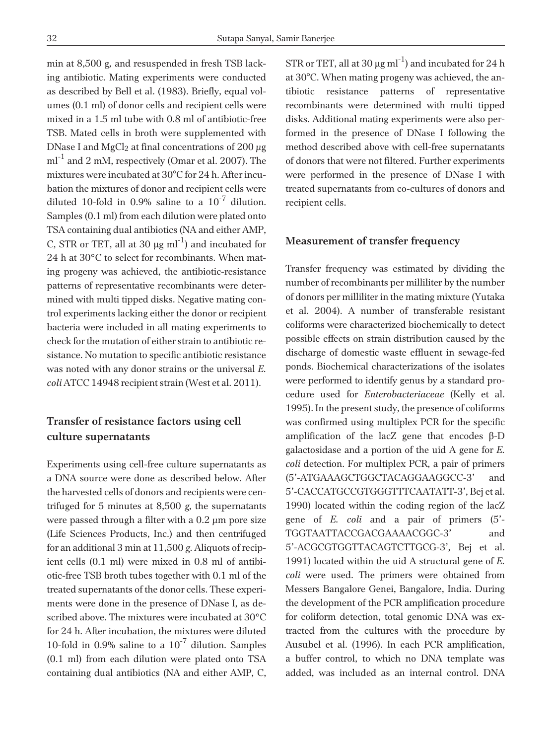min at 8,500 g, and resuspended in fresh TSB lacking antibiotic. Mating experiments were conducted as described by Bell et al. (1983). Briefly, equal volumes (0.1 ml) of donor cells and recipient cells were mixed in a 1.5 ml tube with 0.8 ml of antibiotic-free TSB. Mated cells in broth were supplemented with DNase I and $MgCl_2$ at final concentrations of 200 μg $ml^{-1}$ and 2 mM, respectively (Omar et al. 2007). The mixtures were incubated at 30°C for 24 h. After incubation the mixtures of donor and recipient cells were diluted 10-fold in 0.9% saline to a $10^{-7}$ dilution. Samples (0.1 ml) from each dilution were plated onto TSA containing dual antibiotics (NA and either AMP, C, STR or TET, all at 30 μg $ml^{-1}$) and incubated for 24 h at 30°C to select for recombinants. When mating progeny was achieved, the antibiotic-resistance patterns of representative recombinants were determined with multi tipped disks. Negative mating control experiments lacking either the donor or recipient bacteria were included in all mating experiments to check for the mutation of either strain to antibiotic resistance. No mutation to specific antibiotic resistance was noted with any donor strains or the universal *E. coli* ATCC 14948 recipient strain (West et al. 2011).

## Transfer of resistance factors using cell culture supernatants

Experiments using cell-free culture supernatants as a DNA source were done as described below. After the harvested cells of donors and recipients were centrifuged for 5 minutes at 8,500 *g*, the supernatants were passed through a filter with a 0.2 μm pore size (Life Sciences Products, Inc.) and then centrifuged for an additional 3 min at 11,500 *g*. Aliquots of recipient cells (0.1 ml) were mixed in 0.8 ml of antibiotic-free TSB broth tubes together with 0.1 ml of the treated supernatants of the donor cells. These experiments were done in the presence of DNase I, as described above. The mixtures were incubated at 30°C for 24 h. After incubation, the mixtures were diluted 10-fold in 0.9% saline to a $10^{-7}$ dilution. Samples (0.1 ml) from each dilution were plated onto TSA containing dual antibiotics (NA and either AMP, C, STR or TET, all at 30 μg $ml^{-1}$) and incubated for 24 h at 30°C. When mating progeny was achieved, the antibiotic resistance patterns of representative recombinants were determined with multi tipped disks. Additional mating experiments were also performed in the presence of DNase I following the method described above with cell-free supernatants of donors that were not filtered. Further experiments were performed in the presence of DNase I with treated supernatants from co-cultures of donors and recipient cells.

## Measurement of transfer frequency

Transfer frequency was estimated by dividing the number of recombinants per milliliter by the number of donors per milliliter in the mating mixture (Yutaka et al. 2004). A number of transferable resistant coliforms were characterized biochemically to detect possible effects on strain distribution caused by the discharge of domestic waste effluent in sewage-fed ponds. Biochemical characterizations of the isolates were performed to identify genus by a standard procedure used for *Enterobacteriaceae* (Kelly et al. 1995). In the present study, the presence of coliforms was confirmed using multiplex PCR for the specific amplification of the lacZ gene that encodes β-D galactosidase and a portion of the uid A gene for *E. coli* detection. For multiplex PCR, a pair of primers (5'-ATGAAAGCTGGCTACAGGAAGGCC-3' and 5'-CACCATGCCGTGGGTTTCAATATT-3', Bej et al. 1990) located within the coding region of the lacZ gene of *E. coli* and a pair of primers (5'-TGGTAATTACCGACGAAAACGGC-3' and 5'-ACGCGTGGTTACAGTCTTGCG-3', Bej et al. 1991) located within the uid A structural gene of *E. coli* were used. The primers were obtained from Messers Bangalore Genei, Bangalore, India. During the development of the PCR amplification procedure for coliform detection, total genomic DNA was extracted from the cultures with the procedure by Ausubel et al. (1996). In each PCR amplification, a buffer control, to which no DNA template was added, was included as an internal control. DNA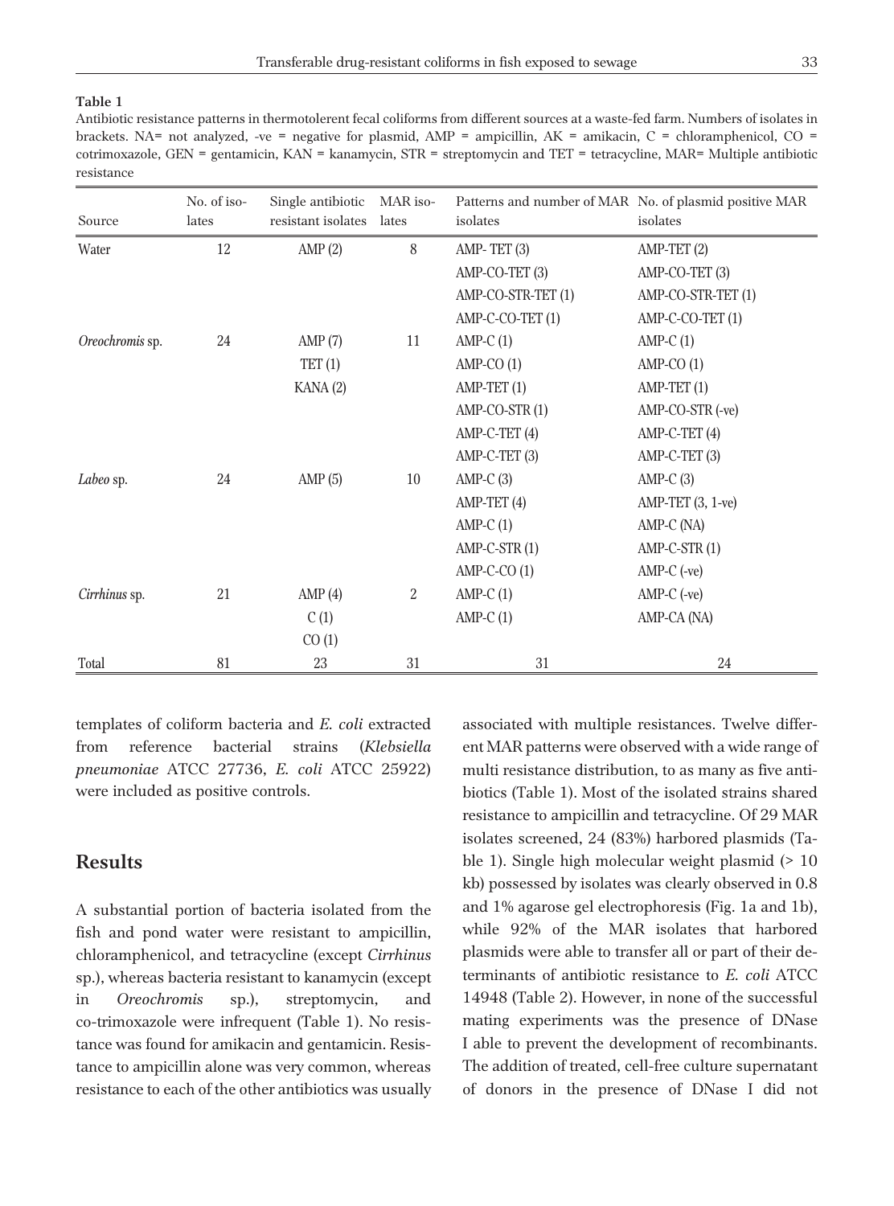**Table 1**

Antibiotic resistance patterns in thermotolerent fecal coliforms from different sources at a waste-fed farm. Numbers of isolates in brackets. NA= not analyzed, -ve = negative for plasmid, AMP = ampicillin, AK = amikacin, C = chloramphenicol, CO = cotrimoxazole, GEN = gentamicin, KAN = kanamycin, STR = streptomycin and TET = tetracycline, MAR= Multiple antibiotic resistance

| Source | No. of isolates | Single antibiotic resistant isolates | MAR isolates | Patterns and number of MAR isolates | No. of plasmid positive MAR isolates |
|---|---|---|---|---|---|
| Water | 12 | AMP (2) | 8 | AMP- TET (3) | AMP-TET (2) |
| | | | | AMP-CO-TET (3) | AMP-CO-TET (3) |
| | | | | AMP-CO-STR-TET (1) | AMP-CO-STR-TET (1) |
| | | | | AMP-C-CO-TET (1) | AMP-C-CO-TET (1) |
| *Oreochromis* sp. | 24 | AMP (7) | 11 | AMP-C (1) | AMP-C (1) |
| | | TET (1) | | AMP-CO (1) | AMP-CO (1) |
| | | KANA (2) | | AMP-TET (1) | AMP-TET (1) |
| | | | | AMP-CO-STR (1) | AMP-CO-STR (-ve) |
| | | | | AMP-C-TET (4) | AMP-C-TET (4) |
| | | | | AMP-C-TET (3) | AMP-C-TET (3) |
| *Labeo* sp. | 24 | AMP (5) | 10 | AMP-C (3) | AMP-C (3) |
| | | | | AMP-TET (4) | AMP-TET (3, 1-ve) |
| | | | | AMP-C (1) | AMP-C (NA) |
| | | | | AMP-C-STR (1) | AMP-C-STR (1) |
| | | | | AMP-C-CO (1) | AMP-C (-ve) |
| *Cirrhinus* sp. | 21 | AMP (4) | 2 | AMP-C (1) | AMP-C (-ve) |
| | | C (1) | | AMP-C (1) | AMP-CA (NA) |
| | | CO (1) | | | |
| Total | 81 | 23 | 31 | 31 | 24 |

templates of coliform bacteria and *E. coli* extracted from reference bacterial strains (*Klebsiella pneumoniae* ATCC 27736, *E. coli* ATCC 25922) were included as positive controls.

## Results

A substantial portion of bacteria isolated from the fish and pond water were resistant to ampicillin, chloramphenicol, and tetracycline (except *Cirrhinus* sp.), whereas bacteria resistant to kanamycin (except in *Oreochromis* sp.), streptomycin, and co-trimoxazole were infrequent (Table 1). No resistance was found for amikacin and gentamicin. Resistance to ampicillin alone was very common, whereas resistance to each of the other antibiotics was usually associated with multiple resistances. Twelve different MAR patterns were observed with a wide range of multi resistance distribution, to as many as five antibiotics (Table 1). Most of the isolated strains shared resistance to ampicillin and tetracycline. Of 29 MAR isolates screened, 24 (83%) harbored plasmids (Table 1). Single high molecular weight plasmid (> 10 kb) possessed by isolates was clearly observed in 0.8 and 1% agarose gel electrophoresis (Fig. 1a and 1b), while 92% of the MAR isolates that harbored plasmids were able to transfer all or part of their determinants of antibiotic resistance to *E. coli* ATCC 14948 (Table 2). However, in none of the successful mating experiments was the presence of DNase I able to prevent the development of recombinants. The addition of treated, cell-free culture supernatant of donors in the presence of DNase I did not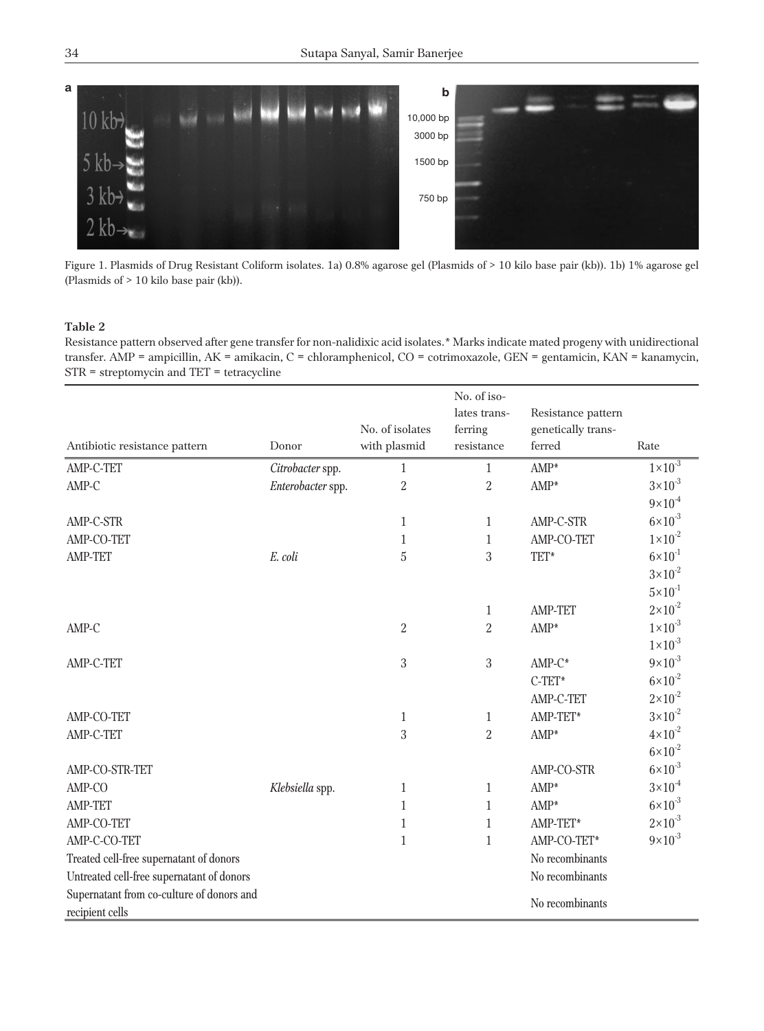Figure 1. Plasmids of Drug Resistant Coliform isolates. 1a) 0.8% agarose gel (Plasmids of > 10 kilo base pair (kb)). 1b) 1% agarose gel (Plasmids of > 10 kilo base pair (kb)).

**Table 2**

Resistance pattern observed after gene transfer for non-nalidixic acid isolates.* Marks indicate mated progeny with unidirectional transfer. AMP = ampicillin, AK = amikacin, C = chloramphenicol, CO = cotrimoxazole, GEN = gentamicin, KAN = kanamycin, STR = streptomycin and TET = tetracycline

| Antibiotic resistance pattern | Donor | No. of isolates with plasmid | No. of isolates transferring resistance | Resistance pattern genetically transferred | Rate |
|---|---|---|---|---|---|
| AMP-C-TET | *Citrobacter* spp. | 1 | 1 | AMP* | $1\times10^{-3}$ |
| AMP-C | *Enterobacter* spp. | 2 | 2 | AMP* | $3\times10^{-3}$ |
| | | | | | $9\times10^{-4}$ |
| AMP-C-STR | | 1 | 1 | AMP-C-STR | $6\times10^{-3}$ |
| AMP-CO-TET | | 1 | 1 | AMP-CO-TET | $1\times10^{-2}$ |
| AMP-TET | *E. coli* | 5 | 3 | TET* | $6\times10^{-1}$ |
| | | | | | $3\times10^{-2}$ |
| | | | | | $5\times10^{-1}$ |
| | | | 1 | AMP-TET | $2\times10^{-2}$ |
| AMP-C | | 2 | 2 | AMP* | $1\times10^{-3}$ |
| | | | | | $1\times10^{-3}$ |
| AMP-C-TET | | 3 | 3 | AMP-C* | $9\times10^{-3}$ |
| | | | | C-TET* | $6\times10^{-2}$ |
| | | | | AMP-C-TET | $2\times10^{-2}$ |
| AMP-CO-TET | | 1 | 1 | AMP-TET* | $3\times10^{-2}$ |
| AMP-C-TET | | 3 | 2 | AMP* | $4\times10^{-2}$ |
| | | | | | $6\times10^{-2}$ |
| AMP-CO-STR-TET | | | | AMP-CO-STR | $6\times10^{-3}$ |
| AMP-CO | *Klebsiella* spp. | 1 | 1 | AMP* | $3\times10^{-4}$ |
| AMP-TET | | 1 | 1 | AMP* | $6\times10^{-3}$ |
| AMP-CO-TET | | 1 | 1 | AMP-TET* | $2\times10^{-3}$ |
| AMP-C-CO-TET | | 1 | 1 | AMP-CO-TET* | $9\times10^{-3}$ |
| Treated cell-free supernatant of donors | | | | No recombinants | |
| Untreated cell-free supernatant of donors | | | | No recombinants | |
| Supernatant from co-culture of donors and recipient cells | | | | No recombinants | |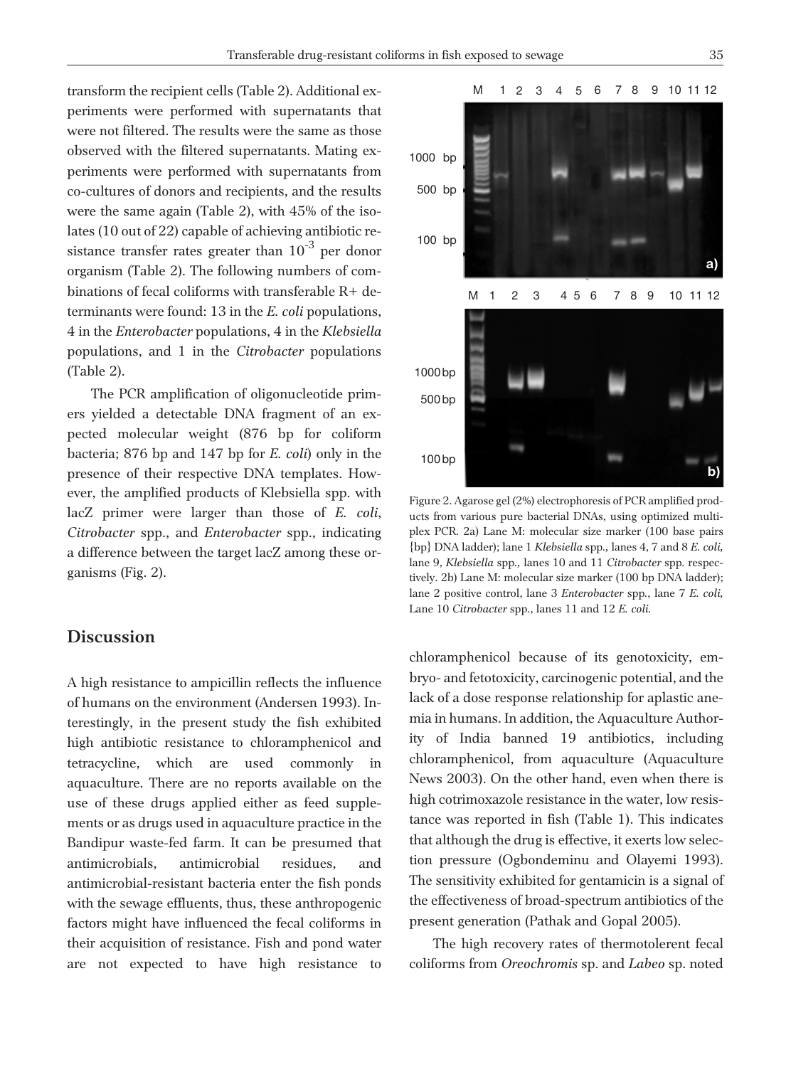transform the recipient cells (Table 2). Additional experiments were performed with supernatants that were not filtered. The results were the same as those observed with the filtered supernatants. Mating experiments were performed with supernatants from co-cultures of donors and recipients, and the results were the same again (Table 2), with 45% of the isolates (10 out of 22) capable of achieving antibiotic resistance transfer rates greater than $10^{-3}$ per donor organism (Table 2). The following numbers of combinations of fecal coliforms with transferable R+ determinants were found: 13 in the *E. coli* populations, 4 in the *Enterobacter* populations, 4 in the *Klebsiella* populations, and 1 in the *Citrobacter* populations (Table 2).

The PCR amplification of oligonucleotide primers yielded a detectable DNA fragment of an expected molecular weight (876 bp for coliform bacteria; 876 bp and 147 bp for *E. coli*) only in the presence of their respective DNA templates. However, the amplified products of Klebsiella spp. with lacZ primer were larger than those of *E. coli*, *Citrobacter* spp., and *Enterobacter* spp., indicating a difference between the target lacZ among these organisms (Fig. 2).

Figure 2. Agarose gel (2%) electrophoresis of PCR amplified products from various pure bacterial DNAs, using optimized multiplex PCR. 2a) Lane M: molecular size marker (100 base pairs {bp} DNA ladder); lane 1 *Klebsiella* spp., lanes 4, 7 and 8 *E. coli*, lane 9, *Klebsiella* spp., lanes 10 and 11 *Citrobacter* spp. respectively. 2b) Lane M: molecular size marker (100 bp DNA ladder); lane 2 positive control, lane 3 *Enterobacter* spp., lane 7 *E. coli*, Lane 10 *Citrobacter* spp., lanes 11 and 12 *E. coli*.

## Discussion

A high resistance to ampicillin reflects the influence of humans on the environment (Andersen 1993). Interestingly, in the present study the fish exhibited high antibiotic resistance to chloramphenicol and tetracycline, which are used commonly in aquaculture. There are no reports available on the use of these drugs applied either as feed supplements or as drugs used in aquaculture practice in the Bandipur waste-fed farm. It can be presumed that antimicrobials, antimicrobial residues, and antimicrobial-resistant bacteria enter the fish ponds with the sewage effluents, thus, these anthropogenic factors might have influenced the fecal coliforms in their acquisition of resistance. Fish and pond water are not expected to have high resistance to chloramphenicol because of its genotoxicity, embryo- and fetotoxicity, carcinogenic potential, and the lack of a dose response relationship for aplastic anemia in humans. In addition, the Aquaculture Authority of India banned 19 antibiotics, including chloramphenicol, from aquaculture (Aquaculture News 2003). On the other hand, even when there is high cotrimoxazole resistance in the water, low resistance was reported in fish (Table 1). This indicates that although the drug is effective, it exerts low selection pressure (Ogbondeminu and Olayemi 1993). The sensitivity exhibited for gentamicin is a signal of the effectiveness of broad-spectrum antibiotics of the present generation (Pathak and Gopal 2005).

The high recovery rates of thermotolerent fecal coliforms from *Oreochromis* sp. and *Labeo* sp. noted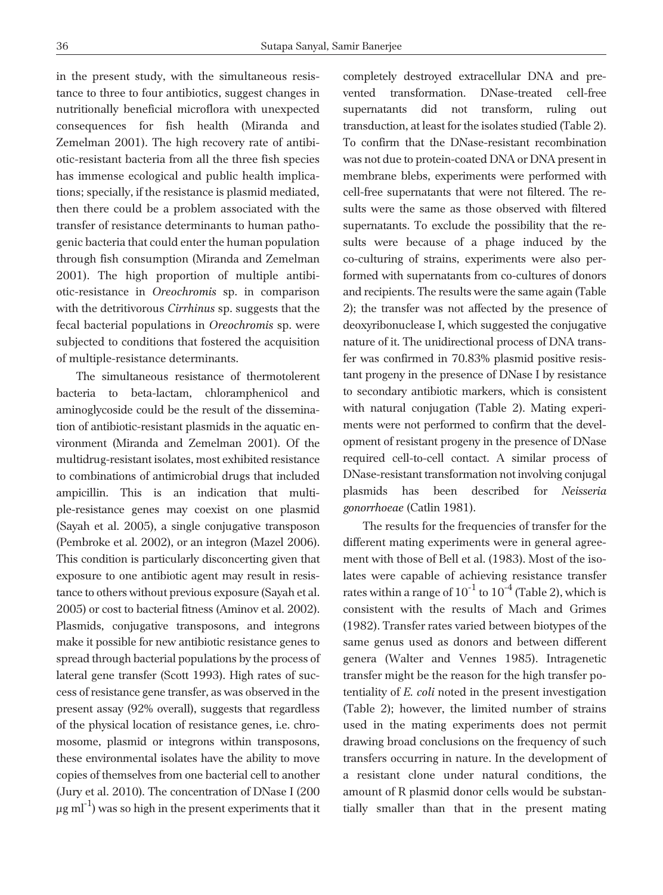in the present study, with the simultaneous resistance to three to four antibiotics, suggest changes in nutritionally beneficial microflora with unexpected consequences for fish health (Miranda and Zemelman 2001). The high recovery rate of antibiotic-resistant bacteria from all the three fish species has immense ecological and public health implications; specially, if the resistance is plasmid mediated, then there could be a problem associated with the transfer of resistance determinants to human pathogenic bacteria that could enter the human population through fish consumption (Miranda and Zemelman 2001). The high proportion of multiple antibiotic-resistance in *Oreochromis* sp. in comparison with the detritivorous *Cirrhinus* sp. suggests that the fecal bacterial populations in *Oreochromis* sp. were subjected to conditions that fostered the acquisition of multiple-resistance determinants.

The simultaneous resistance of thermotolerent bacteria to beta-lactam, chloramphenicol and aminoglycoside could be the result of the dissemination of antibiotic-resistant plasmids in the aquatic environment (Miranda and Zemelman 2001). Of the multidrug-resistant isolates, most exhibited resistance to combinations of antimicrobial drugs that included ampicillin. This is an indication that multiple-resistance genes may coexist on one plasmid (Sayah et al. 2005), a single conjugative transposon (Pembroke et al. 2002), or an integron (Mazel 2006). This condition is particularly disconcerting given that exposure to one antibiotic agent may result in resistance to others without previous exposure (Sayah et al. 2005) or cost to bacterial fitness (Aminov et al. 2002). Plasmids, conjugative transposons, and integrons make it possible for new antibiotic resistance genes to spread through bacterial populations by the process of lateral gene transfer (Scott 1993). High rates of success of resistance gene transfer, as was observed in the present assay (92% overall), suggests that regardless of the physical location of resistance genes, i.e. chromosome, plasmid or integrons within transposons, these environmental isolates have the ability to move copies of themselves from one bacterial cell to another (Jury et al. 2010). The concentration of DNase I (200 $\mu g\ ml^{-1}$) was so high in the present experiments that it completely destroyed extracellular DNA and prevented transformation. DNase-treated cell-free supernatants did not transform, ruling out transduction, at least for the isolates studied (Table 2). To confirm that the DNase-resistant recombination was not due to protein-coated DNA or DNA present in membrane blebs, experiments were performed with cell-free supernatants that were not filtered. The results were the same as those observed with filtered supernatants. To exclude the possibility that the results were because of a phage induced by the co-culturing of strains, experiments were also performed with supernatants from co-cultures of donors and recipients. The results were the same again (Table 2); the transfer was not affected by the presence of deoxyribonuclease I, which suggested the conjugative nature of it. The unidirectional process of DNA transfer was confirmed in 70.83% plasmid positive resistant progeny in the presence of DNase I by resistance to secondary antibiotic markers, which is consistent with natural conjugation (Table 2). Mating experiments were not performed to confirm that the development of resistant progeny in the presence of DNase required cell-to-cell contact. A similar process of DNase-resistant transformation not involving conjugal plasmids has been described for *Neisseria gonorrhoeae* (Catlin 1981).

The results for the frequencies of transfer for the different mating experiments were in general agreement with those of Bell et al. (1983). Most of the isolates were capable of achieving resistance transfer rates within a range of $10^{-1}$ to $10^{-4}$ (Table 2), which is consistent with the results of Mach and Grimes (1982). Transfer rates varied between biotypes of the same genus used as donors and between different genera (Walter and Vennes 1985). Intragenetic transfer might be the reason for the high transfer potentiality of *E. coli* noted in the present investigation (Table 2); however, the limited number of strains used in the mating experiments does not permit drawing broad conclusions on the frequency of such transfers occurring in nature. In the development of a resistant clone under natural conditions, the amount of R plasmid donor cells would be substantially smaller than that in the present mating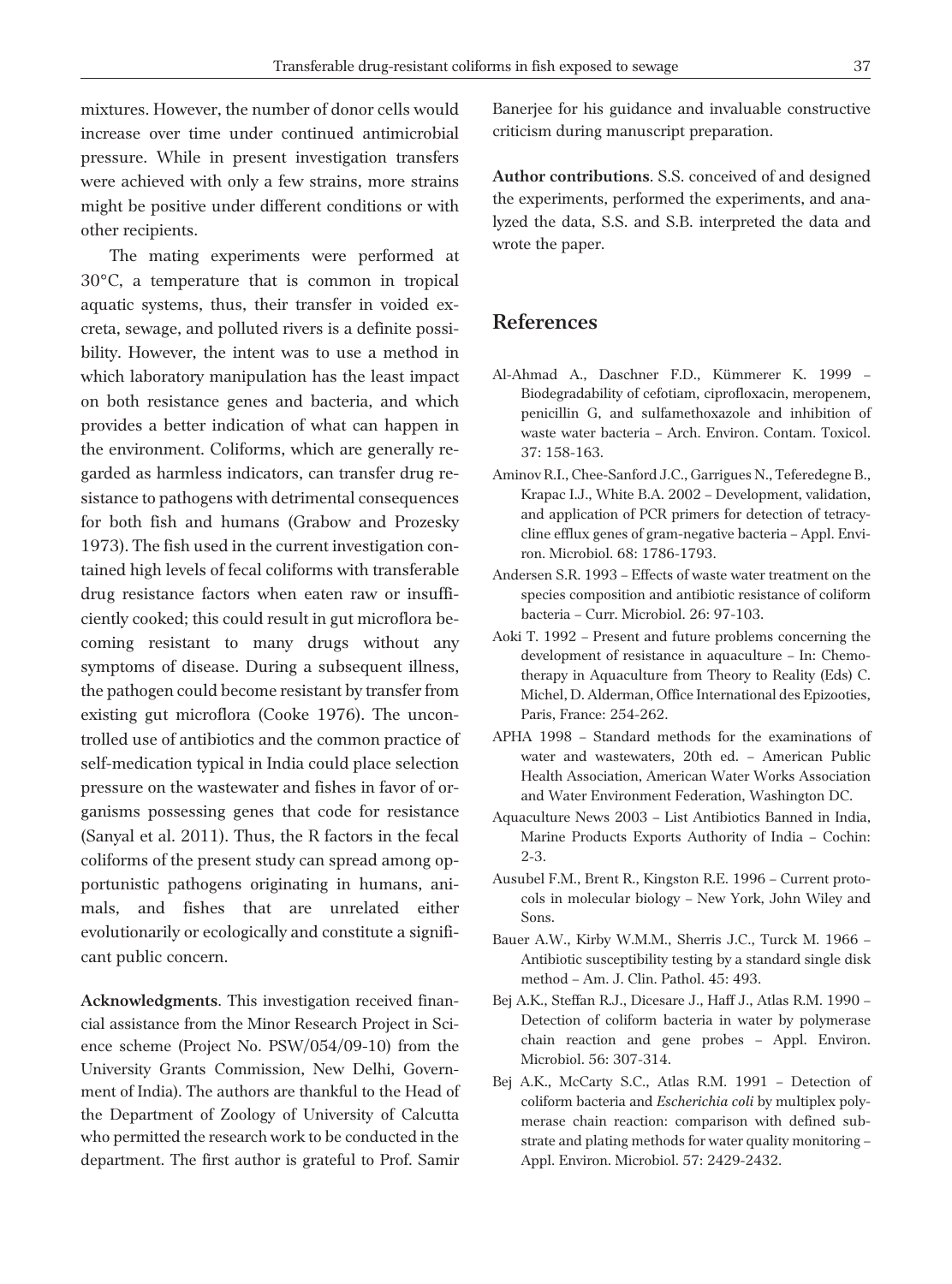mixtures. However, the number of donor cells would increase over time under continued antimicrobial pressure. While in present investigation transfers were achieved with only a few strains, more strains might be positive under different conditions or with other recipients.

The mating experiments were performed at 30°C, a temperature that is common in tropical aquatic systems, thus, their transfer in voided excreta, sewage, and polluted rivers is a definite possibility. However, the intent was to use a method in which laboratory manipulation has the least impact on both resistance genes and bacteria, and which provides a better indication of what can happen in the environment. Coliforms, which are generally regarded as harmless indicators, can transfer drug resistance to pathogens with detrimental consequences for both fish and humans (Grabow and Prozesky 1973). The fish used in the current investigation contained high levels of fecal coliforms with transferable drug resistance factors when eaten raw or insufficiently cooked; this could result in gut microflora becoming resistant to many drugs without any symptoms of disease. During a subsequent illness, the pathogen could become resistant by transfer from existing gut microflora (Cooke 1976). The uncontrolled use of antibiotics and the common practice of self-medication typical in India could place selection pressure on the wastewater and fishes in favor of organisms possessing genes that code for resistance (Sanyal et al. 2011). Thus, the R factors in the fecal coliforms of the present study can spread among opportunistic pathogens originating in humans, animals, and fishes that are unrelated either evolutionarily or ecologically and constitute a significant public concern.

**Acknowledgments**. This investigation received financial assistance from the Minor Research Project in Science scheme (Project No. PSW/054/09-10) from the University Grants Commission, New Delhi, Government of India). The authors are thankful to the Head of the Department of Zoology of University of Calcutta who permitted the research work to be conducted in the department. The first author is grateful to Prof. Samir Banerjee for his guidance and invaluable constructive criticism during manuscript preparation.

**Author contributions**. S.S. conceived of and designed the experiments, performed the experiments, and analyzed the data, S.S. and S.B. interpreted the data and wrote the paper.

## References

Al-Ahmad A., Daschner F.D., Kümmerer K. 1999 – Biodegradability of cefotiam, ciprofloxacin, meropenem, penicillin G, and sulfamethoxazole and inhibition of waste water bacteria – Arch. Environ. Contam. Toxicol. 37: 158-163.

Aminov R.I., Chee-Sanford J.C., Garrigues N., Teferedegne B., Krapac I.J., White B.A. 2002 – Development, validation, and application of PCR primers for detection of tetracycline efflux genes of gram-negative bacteria – Appl. Environ. Microbiol. 68: 1786-1793.

Andersen S.R. 1993 – Effects of waste water treatment on the species composition and antibiotic resistance of coliform bacteria – Curr. Microbiol. 26: 97-103.

Aoki T. 1992 – Present and future problems concerning the development of resistance in aquaculture – In: Chemotherapy in Aquaculture from Theory to Reality (Eds) C. Michel, D. Alderman, Office International des Epizooties, Paris, France: 254-262.

APHA 1998 – Standard methods for the examinations of water and wastewaters, 20th ed. – American Public Health Association, American Water Works Association and Water Environment Federation, Washington DC.

Aquaculture News 2003 – List Antibiotics Banned in India, Marine Products Exports Authority of India – Cochin: 2-3.

Ausubel F.M., Brent R., Kingston R.E. 1996 – Current protocols in molecular biology – New York, John Wiley and Sons.

Bauer A.W., Kirby W.M.M., Sherris J.C., Turck M. 1966 – Antibiotic susceptibility testing by a standard single disk method – Am. J. Clin. Pathol. 45: 493.

Bej A.K., Steffan R.J., Dicesare J., Haff J., Atlas R.M. 1990 – Detection of coliform bacteria in water by polymerase chain reaction and gene probes – Appl. Environ. Microbiol. 56: 307-314.

Bej A.K., McCarty S.C., Atlas R.M. 1991 – Detection of coliform bacteria and *Escherichia coli* by multiplex polymerase chain reaction: comparison with defined substrate and plating methods for water quality monitoring – Appl. Environ. Microbiol. 57: 2429-2432.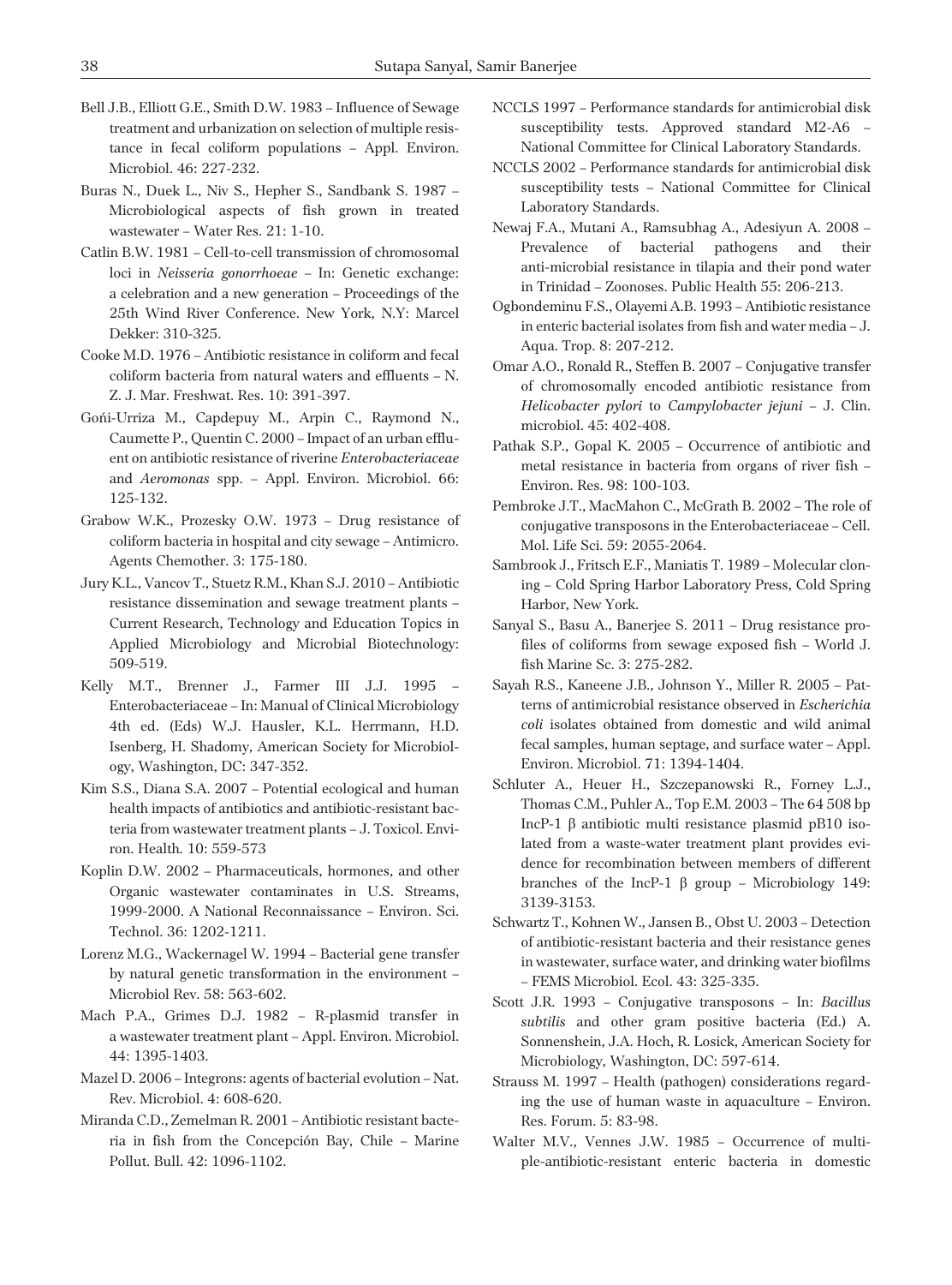Bell J.B., Elliott G.E., Smith D.W. 1983 – Influence of Sewage treatment and urbanization on selection of multiple resistance in fecal coliform populations – Appl. Environ. Microbiol. 46: 227-232.

Buras N., Duek L., Niv S., Hepher S., Sandbank S. 1987 – Microbiological aspects of fish grown in treated wastewater – Water Res. 21: 1-10.

Catlin B.W. 1981 – Cell-to-cell transmission of chromosomal loci in *Neisseria gonorrhoeae* – In: Genetic exchange: a celebration and a new generation – Proceedings of the 25th Wind River Conference. New York, N.Y: Marcel Dekker: 310-325.

Cooke M.D. 1976 – Antibiotic resistance in coliform and fecal coliform bacteria from natural waters and effluents – N. Z. J. Mar. Freshwat. Res. 10: 391-397.

Goñi-Urriza M., Capdepuy M., Arpin C., Raymond N., Caumette P., Quentin C. 2000 – Impact of an urban effluent on antibiotic resistance of riverine *Enterobacteriaceae* and *Aeromonas* spp. – Appl. Environ. Microbiol. 66: 125-132.

Grabow W.K., Prozesky O.W. 1973 – Drug resistance of coliform bacteria in hospital and city sewage – Antimicro. Agents Chemother. 3: 175-180.

Jury K.L., Vancov T., Stuetz R.M., Khan S.J. 2010 – Antibiotic resistance dissemination and sewage treatment plants – Current Research, Technology and Education Topics in Applied Microbiology and Microbial Biotechnology: 509-519.

Kelly M.T., Brenner J., Farmer III J.J. 1995 – Enterobacteriaceae – In: Manual of Clinical Microbiology 4th ed. (Eds) W.J. Hausler, K.L. Herrmann, H.D. Isenberg, H. Shadomy, American Society for Microbiology, Washington, DC: 347-352.

Kim S.S., Diana S.A. 2007 – Potential ecological and human health impacts of antibiotics and antibiotic-resistant bacteria from wastewater treatment plants – J. Toxicol. Environ. Health. 10: 559-573

Koplin D.W. 2002 – Pharmaceuticals, hormones, and other Organic wastewater contaminates in U.S. Streams, 1999-2000. A National Reconnaissance – Environ. Sci. Technol. 36: 1202-1211.

Lorenz M.G., Wackernagel W. 1994 – Bacterial gene transfer by natural genetic transformation in the environment – Microbiol Rev. 58: 563-602.

Mach P.A., Grimes D.J. 1982 – R-plasmid transfer in a wastewater treatment plant – Appl. Environ. Microbiol. 44: 1395-1403.

Mazel D. 2006 – Integrons: agents of bacterial evolution – Nat. Rev. Microbiol. 4: 608-620.

Miranda C.D., Zemelman R. 2001 – Antibiotic resistant bacteria in fish from the Concepción Bay, Chile – Marine Pollut. Bull. 42: 1096-1102.

NCCLS 1997 – Performance standards for antimicrobial disk susceptibility tests. Approved standard M2-A6 – National Committee for Clinical Laboratory Standards.

NCCLS 2002 – Performance standards for antimicrobial disk susceptibility tests – National Committee for Clinical Laboratory Standards.

Newaj F.A., Mutani A., Ramsubhag A., Adesiyun A. 2008 – Prevalence of bacterial pathogens and their anti-microbial resistance in tilapia and their pond water in Trinidad – Zoonoses. Public Health 55: 206-213.

Ogbondeminu F.S., Olayemi A.B. 1993 – Antibiotic resistance in enteric bacterial isolates from fish and water media – J. Aqua. Trop. 8: 207-212.

Omar A.O., Ronald R., Steffen B. 2007 – Conjugative transfer of chromosomally encoded antibiotic resistance from *Helicobacter pylori* to *Campylobacter jejuni* – J. Clin. microbiol. 45: 402-408.

Pathak S.P., Gopal K. 2005 – Occurrence of antibiotic and metal resistance in bacteria from organs of river fish – Environ. Res. 98: 100-103.

Pembroke J.T., MacMahon C., McGrath B. 2002 – The role of conjugative transposons in the Enterobacteriaceae – Cell. Mol. Life Sci. 59: 2055-2064.

Sambrook J., Fritsch E.F., Maniatis T. 1989 – Molecular cloning – Cold Spring Harbor Laboratory Press, Cold Spring Harbor, New York.

Sanyal S., Basu A., Banerjee S. 2011 – Drug resistance profiles of coliforms from sewage exposed fish – World J. fish Marine Sc. 3: 275-282.

Sayah R.S., Kaneene J.B., Johnson Y., Miller R. 2005 – Patterns of antimicrobial resistance observed in *Escherichia coli* isolates obtained from domestic and wild animal fecal samples, human septage, and surface water – Appl. Environ. Microbiol. 71: 1394-1404.

Schluter A., Heuer H., Szczepanowski R., Forney L.J., Thomas C.M., Puhler A., Top E.M. 2003 – The 64 508 bp IncP-1 β antibiotic multi resistance plasmid pB10 isolated from a waste-water treatment plant provides evidence for recombination between members of different branches of the IncP-1 β group – Microbiology 149: 3139-3153.

Schwartz T., Kohnen W., Jansen B., Obst U. 2003 – Detection of antibiotic-resistant bacteria and their resistance genes in wastewater, surface water, and drinking water biofilms – FEMS Microbiol. Ecol. 43: 325-335.

Scott J.R. 1993 – Conjugative transposons – In: *Bacillus subtilis* and other gram positive bacteria (Ed.) A. Sonnenshein, J.A. Hoch, R. Losick, American Society for Microbiology, Washington, DC: 597-614.

Strauss M. 1997 – Health (pathogen) considerations regarding the use of human waste in aquaculture – Environ. Res. Forum. 5: 83-98.

Walter M.V., Vennes J.W. 1985 – Occurrence of multiple-antibiotic-resistant enteric bacteria in domestic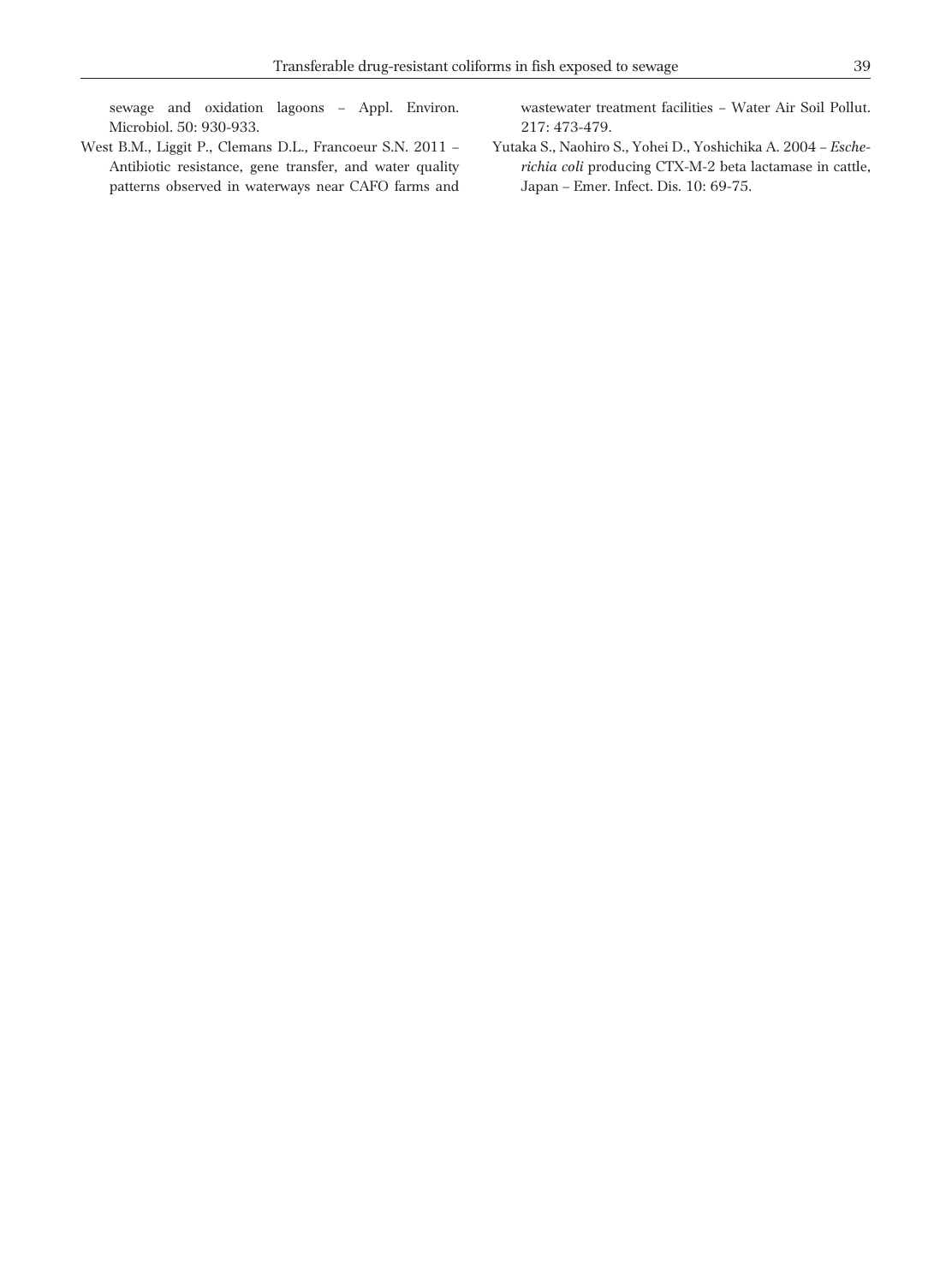sewage and oxidation lagoons – Appl. Environ. Microbiol. 50: 930-933.

West B.M., Liggit P., Clemans D.L., Francoeur S.N. 2011 – Antibiotic resistance, gene transfer, and water quality patterns observed in waterways near CAFO farms and wastewater treatment facilities – Water Air Soil Pollut. 217: 473-479.

Yutaka S., Naohiro S., Yohei D., Yoshichika A. 2004 – *Escherichia coli* producing CTX-M-2 beta lactamase in cattle, Japan – Emer. Infect. Dis. 10: 69-75.